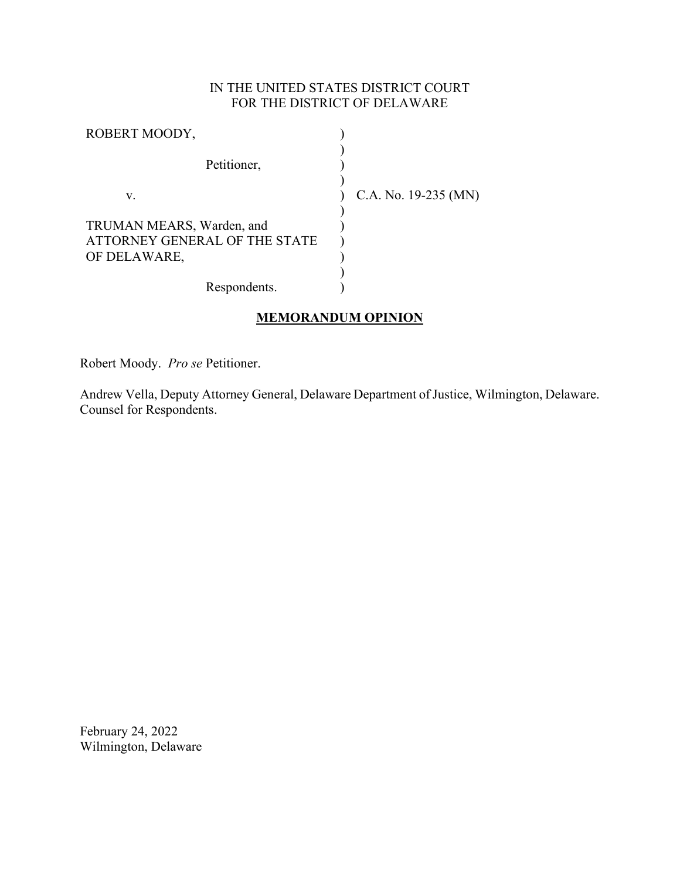IN THE UNITED STATES DISTRICT COURT
FOR THE DISTRICT OF DELAWARE

ROBERT MOODY,

Petitioner,

v.

TRUMAN MEARS, Warden, and ATTORNEY GENERAL OF THE STATE OF DELAWARE,

Respondents.

C.A. No. 19-235 (MN)

## MEMORANDUM OPINION

Robert Moody. *Pro se* Petitioner.

Andrew Vella, Deputy Attorney General, Delaware Department of Justice, Wilmington, Delaware. Counsel for Respondents.

February 24, 2022
Wilmington, Delaware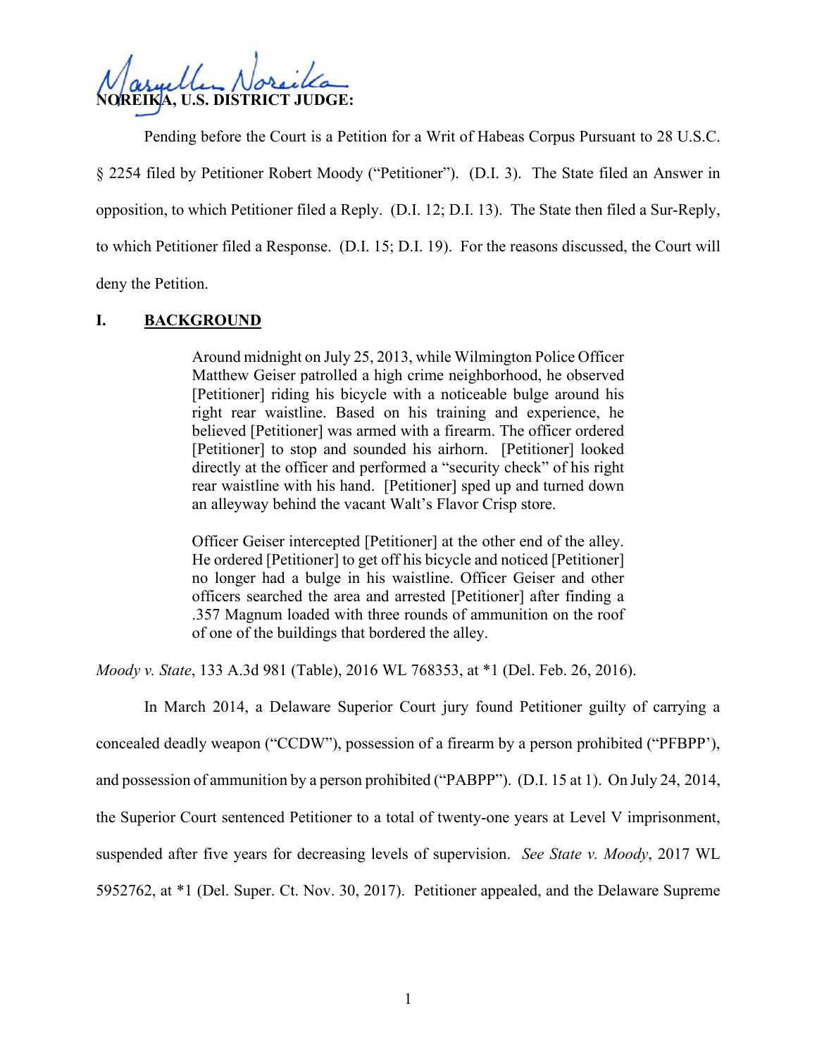**NOREIKA, U.S. DISTRICT JUDGE:**

Pending before the Court is a Petition for a Writ of Habeas Corpus Pursuant to 28 U.S.C. § 2254 filed by Petitioner Robert Moody ("Petitioner"). (D.I. 3). The State filed an Answer in opposition, to which Petitioner filed a Reply. (D.I. 12; D.I. 13). The State then filed a Sur-Reply, to which Petitioner filed a Response. (D.I. 15; D.I. 19). For the reasons discussed, the Court will deny the Petition.

## I. BACKGROUND

> Around midnight on July 25, 2013, while Wilmington Police Officer Matthew Geiser patrolled a high crime neighborhood, he observed [Petitioner] riding his bicycle with a noticeable bulge around his right rear waistline. Based on his training and experience, he believed [Petitioner] was armed with a firearm. The officer ordered [Petitioner] to stop and sounded his airhorn. [Petitioner] looked directly at the officer and performed a "security check" of his right rear waistline with his hand. [Petitioner] sped up and turned down an alleyway behind the vacant Walt's Flavor Crisp store.
>
> Officer Geiser intercepted [Petitioner] at the other end of the alley. He ordered [Petitioner] to get off his bicycle and noticed [Petitioner] no longer had a bulge in his waistline. Officer Geiser and other officers searched the area and arrested [Petitioner] after finding a .357 Magnum loaded with three rounds of ammunition on the roof of one of the buildings that bordered the alley.

*Moody v. State*, 133 A.3d 981 (Table), 2016 WL 768353, at *1 (Del. Feb. 26, 2016).

In March 2014, a Delaware Superior Court jury found Petitioner guilty of carrying a concealed deadly weapon ("CCDW"), possession of a firearm by a person prohibited ("PFBPP'), and possession of ammunition by a person prohibited ("PABPP"). (D.I. 15 at 1). On July 24, 2014, the Superior Court sentenced Petitioner to a total of twenty-one years at Level V imprisonment, suspended after five years for decreasing levels of supervision. *See State v. Moody*, 2017 WL 5952762, at *1 (Del. Super. Ct. Nov. 30, 2017). Petitioner appealed, and the Delaware Supreme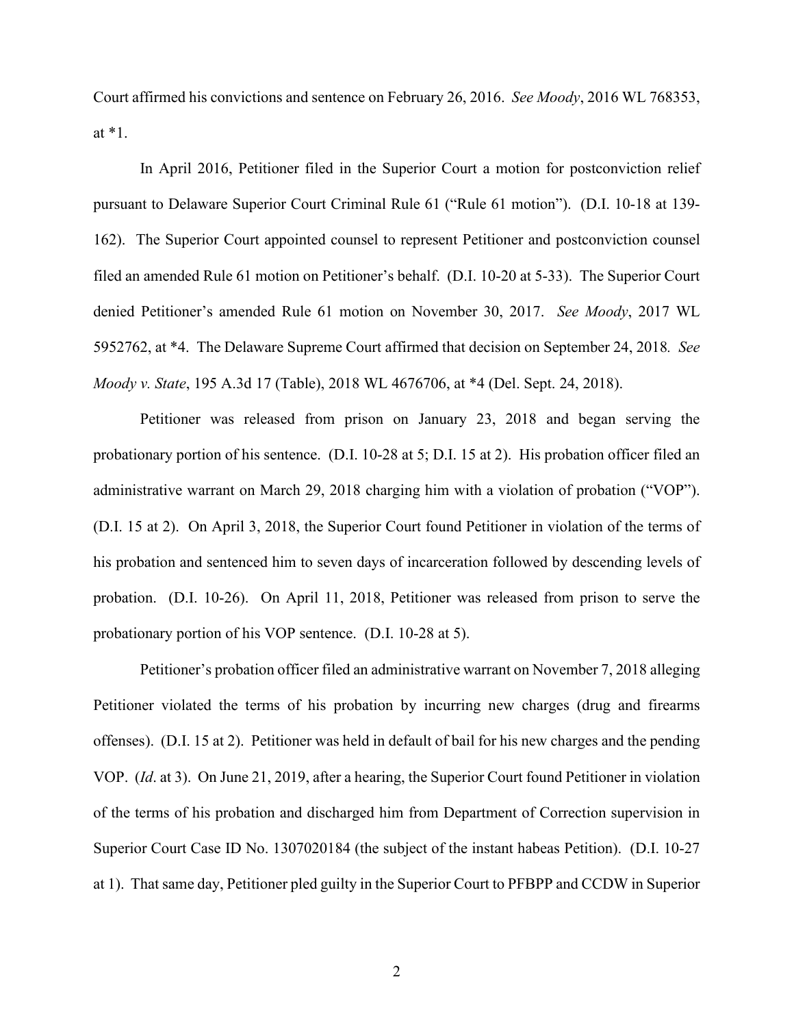Court affirmed his convictions and sentence on February 26, 2016. *See Moody*, 2016 WL 768353, at *1.

In April 2016, Petitioner filed in the Superior Court a motion for postconviction relief pursuant to Delaware Superior Court Criminal Rule 61 ("Rule 61 motion"). (D.I. 10-18 at 139-162). The Superior Court appointed counsel to represent Petitioner and postconviction counsel filed an amended Rule 61 motion on Petitioner's behalf. (D.I. 10-20 at 5-33). The Superior Court denied Petitioner's amended Rule 61 motion on November 30, 2017. *See Moody*, 2017 WL 5952762, at *4. The Delaware Supreme Court affirmed that decision on September 24, 2018. *See Moody v. State*, 195 A.3d 17 (Table), 2018 WL 4676706, at *4 (Del. Sept. 24, 2018).

Petitioner was released from prison on January 23, 2018 and began serving the probationary portion of his sentence. (D.I. 10-28 at 5; D.I. 15 at 2). His probation officer filed an administrative warrant on March 29, 2018 charging him with a violation of probation ("VOP"). (D.I. 15 at 2). On April 3, 2018, the Superior Court found Petitioner in violation of the terms of his probation and sentenced him to seven days of incarceration followed by descending levels of probation. (D.I. 10-26). On April 11, 2018, Petitioner was released from prison to serve the probationary portion of his VOP sentence. (D.I. 10-28 at 5).

Petitioner's probation officer filed an administrative warrant on November 7, 2018 alleging Petitioner violated the terms of his probation by incurring new charges (drug and firearms offenses). (D.I. 15 at 2). Petitioner was held in default of bail for his new charges and the pending VOP. (*Id*. at 3). On June 21, 2019, after a hearing, the Superior Court found Petitioner in violation of the terms of his probation and discharged him from Department of Correction supervision in Superior Court Case ID No. 1307020184 (the subject of the instant habeas Petition). (D.I. 10-27 at 1). That same day, Petitioner pled guilty in the Superior Court to PFBPP and CCDW in Superior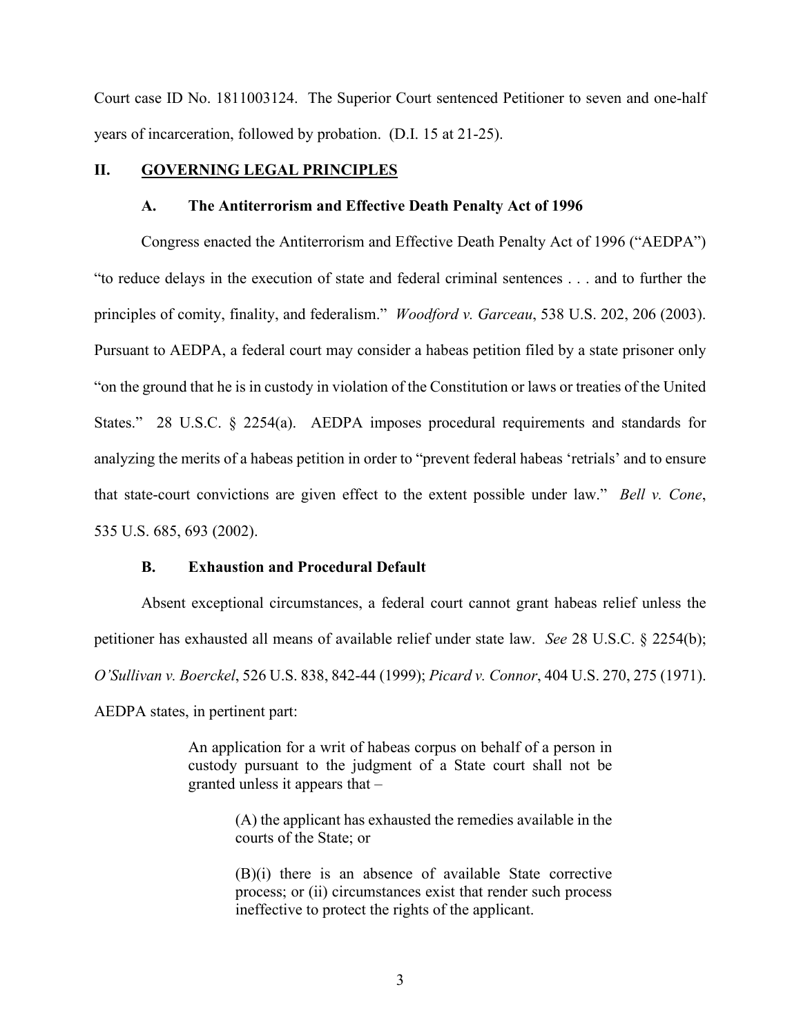Court case ID No. 1811003124. The Superior Court sentenced Petitioner to seven and one-half years of incarceration, followed by probation. (D.I. 15 at 21-25).

## II. GOVERNING LEGAL PRINCIPLES

### A. The Antiterrorism and Effective Death Penalty Act of 1996

Congress enacted the Antiterrorism and Effective Death Penalty Act of 1996 ("AEDPA") "to reduce delays in the execution of state and federal criminal sentences . . . and to further the principles of comity, finality, and federalism." *Woodford v. Garceau*, 538 U.S. 202, 206 (2003). Pursuant to AEDPA, a federal court may consider a habeas petition filed by a state prisoner only "on the ground that he is in custody in violation of the Constitution or laws or treaties of the United States." 28 U.S.C. § 2254(a). AEDPA imposes procedural requirements and standards for analyzing the merits of a habeas petition in order to "prevent federal habeas 'retrials' and to ensure that state-court convictions are given effect to the extent possible under law." *Bell v. Cone*, 535 U.S. 685, 693 (2002).

### B. Exhaustion and Procedural Default

Absent exceptional circumstances, a federal court cannot grant habeas relief unless the petitioner has exhausted all means of available relief under state law. *See* 28 U.S.C. § 2254(b); *O'Sullivan v. Boerckel*, 526 U.S. 838, 842-44 (1999); *Picard v. Connor*, 404 U.S. 270, 275 (1971). AEDPA states, in pertinent part:

> An application for a writ of habeas corpus on behalf of a person in custody pursuant to the judgment of a State court shall not be granted unless it appears that –
>
> > (A) the applicant has exhausted the remedies available in the courts of the State; or
> >
> > (B)(i) there is an absence of available State corrective process; or (ii) circumstances exist that render such process ineffective to protect the rights of the applicant.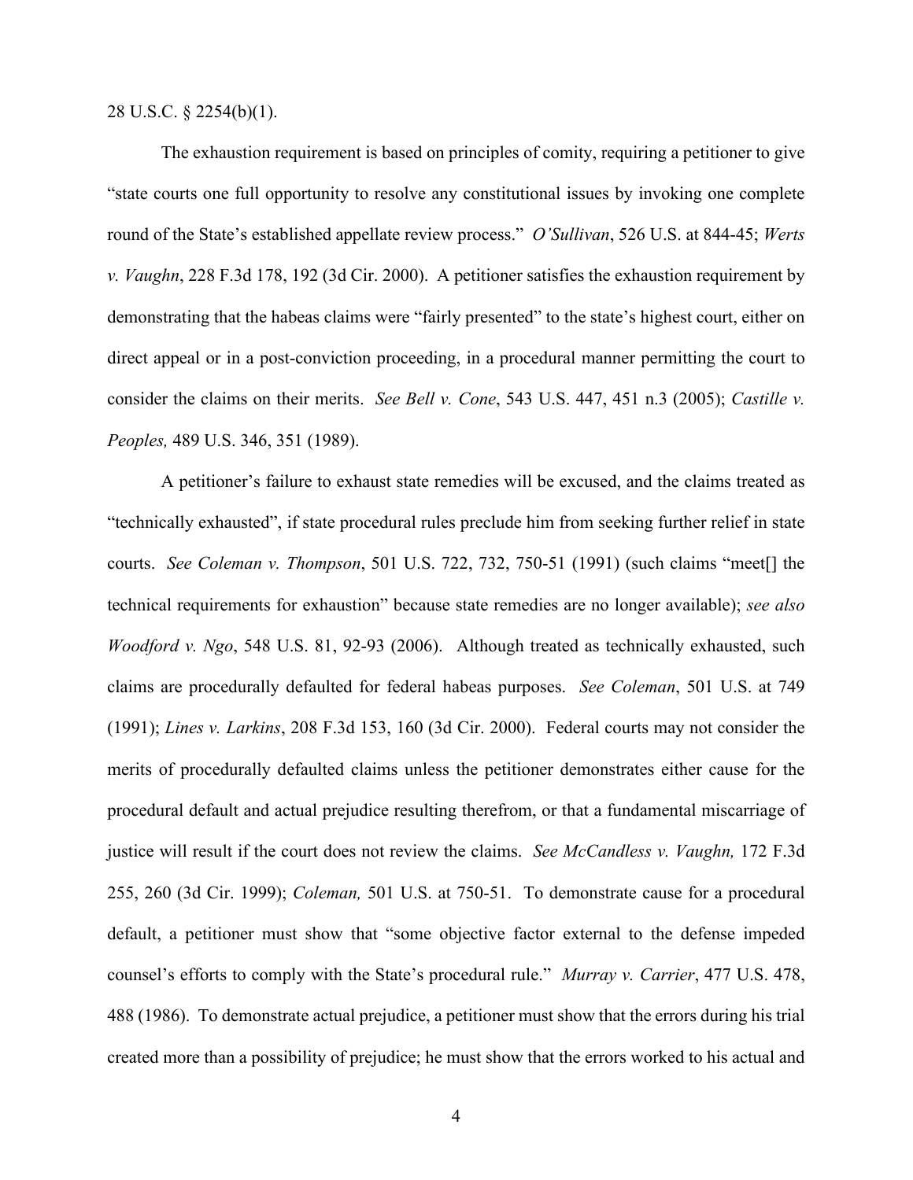28 U.S.C. § 2254(b)(1).

The exhaustion requirement is based on principles of comity, requiring a petitioner to give "state courts one full opportunity to resolve any constitutional issues by invoking one complete round of the State's established appellate review process." *O'Sullivan*, 526 U.S. at 844-45; *Werts v. Vaughn*, 228 F.3d 178, 192 (3d Cir. 2000). A petitioner satisfies the exhaustion requirement by demonstrating that the habeas claims were "fairly presented" to the state's highest court, either on direct appeal or in a post-conviction proceeding, in a procedural manner permitting the court to consider the claims on their merits. *See Bell v. Cone*, 543 U.S. 447, 451 n.3 (2005); *Castille v. Peoples,* 489 U.S. 346, 351 (1989).

A petitioner's failure to exhaust state remedies will be excused, and the claims treated as "technically exhausted", if state procedural rules preclude him from seeking further relief in state courts. *See Coleman v. Thompson*, 501 U.S. 722, 732, 750-51 (1991) (such claims "meet[] the technical requirements for exhaustion" because state remedies are no longer available); *see also Woodford v. Ngo*, 548 U.S. 81, 92-93 (2006). Although treated as technically exhausted, such claims are procedurally defaulted for federal habeas purposes. *See Coleman*, 501 U.S. at 749 (1991); *Lines v. Larkins*, 208 F.3d 153, 160 (3d Cir. 2000). Federal courts may not consider the merits of procedurally defaulted claims unless the petitioner demonstrates either cause for the procedural default and actual prejudice resulting therefrom, or that a fundamental miscarriage of justice will result if the court does not review the claims. *See McCandless v. Vaughn,* 172 F.3d 255, 260 (3d Cir. 1999); *Coleman,* 501 U.S. at 750-51. To demonstrate cause for a procedural default, a petitioner must show that "some objective factor external to the defense impeded counsel's efforts to comply with the State's procedural rule." *Murray v. Carrier*, 477 U.S. 478, 488 (1986). To demonstrate actual prejudice, a petitioner must show that the errors during his trial created more than a possibility of prejudice; he must show that the errors worked to his actual and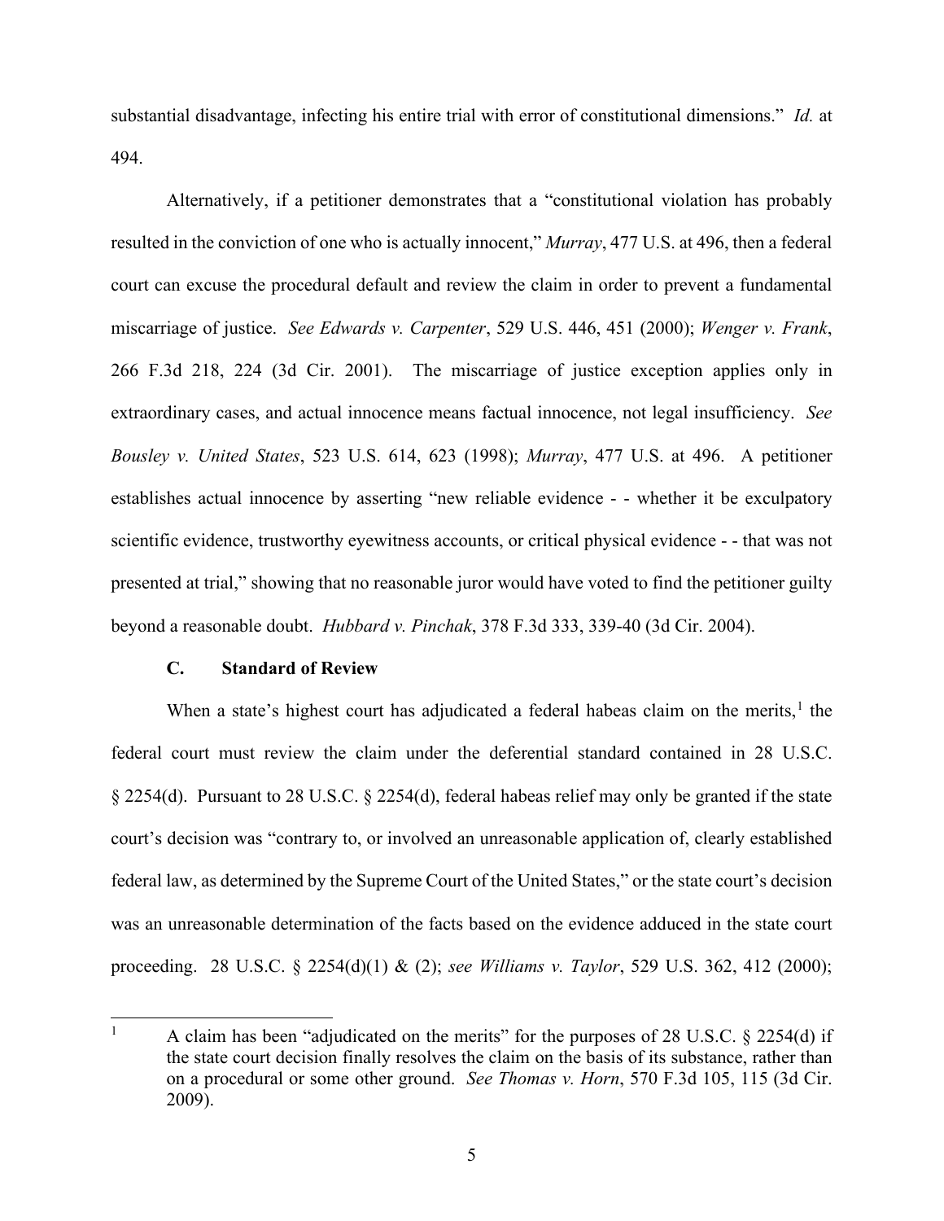substantial disadvantage, infecting his entire trial with error of constitutional dimensions." *Id.* at 494.

Alternatively, if a petitioner demonstrates that a "constitutional violation has probably resulted in the conviction of one who is actually innocent," *Murray*, 477 U.S. at 496, then a federal court can excuse the procedural default and review the claim in order to prevent a fundamental miscarriage of justice. *See Edwards v. Carpenter*, 529 U.S. 446, 451 (2000); *Wenger v. Frank*, 266 F.3d 218, 224 (3d Cir. 2001). The miscarriage of justice exception applies only in extraordinary cases, and actual innocence means factual innocence, not legal insufficiency. *See Bousley v. United States*, 523 U.S. 614, 623 (1998); *Murray*, 477 U.S. at 496. A petitioner establishes actual innocence by asserting "new reliable evidence - - whether it be exculpatory scientific evidence, trustworthy eyewitness accounts, or critical physical evidence - - that was not presented at trial," showing that no reasonable juror would have voted to find the petitioner guilty beyond a reasonable doubt. *Hubbard v. Pinchak*, 378 F.3d 333, 339-40 (3d Cir. 2004).

### C. Standard of Review

When a state's highest court has adjudicated a federal habeas claim on the merits,[1] the federal court must review the claim under the deferential standard contained in 28 U.S.C. § 2254(d). Pursuant to 28 U.S.C. § 2254(d), federal habeas relief may only be granted if the state court's decision was "contrary to, or involved an unreasonable application of, clearly established federal law, as determined by the Supreme Court of the United States," or the state court's decision was an unreasonable determination of the facts based on the evidence adduced in the state court proceeding. 28 U.S.C. § 2254(d)(1) & (2); *see Williams v. Taylor*, 529 U.S. 362, 412 (2000);

[1] A claim has been "adjudicated on the merits" for the purposes of 28 U.S.C. § 2254(d) if the state court decision finally resolves the claim on the basis of its substance, rather than on a procedural or some other ground. *See Thomas v. Horn*, 570 F.3d 105, 115 (3d Cir. 2009).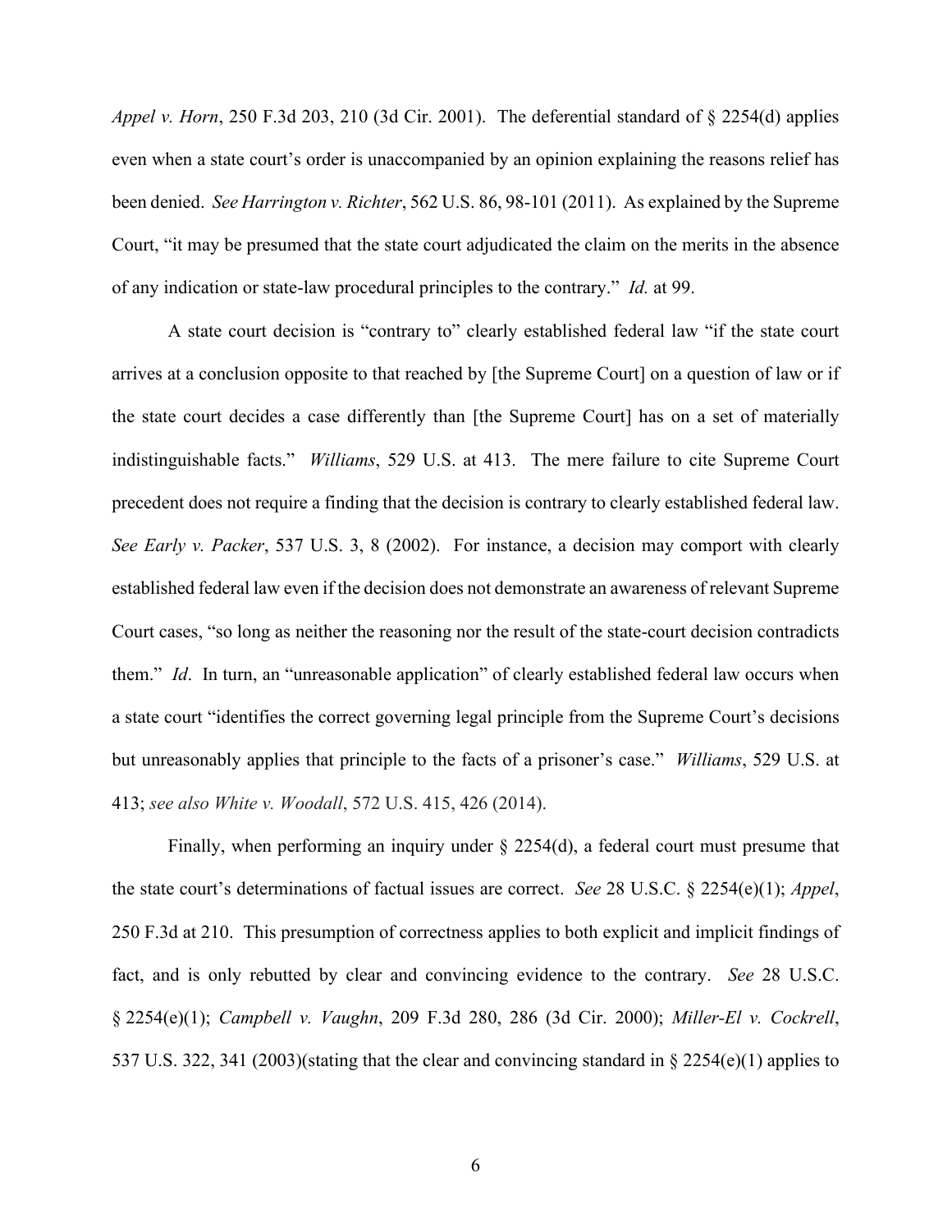*Appel v. Horn*, 250 F.3d 203, 210 (3d Cir. 2001). The deferential standard of § 2254(d) applies even when a state court's order is unaccompanied by an opinion explaining the reasons relief has been denied. *See Harrington v. Richter*, 562 U.S. 86, 98-101 (2011). As explained by the Supreme Court, "it may be presumed that the state court adjudicated the claim on the merits in the absence of any indication or state-law procedural principles to the contrary." *Id.* at 99.

A state court decision is "contrary to" clearly established federal law "if the state court arrives at a conclusion opposite to that reached by [the Supreme Court] on a question of law or if the state court decides a case differently than [the Supreme Court] has on a set of materially indistinguishable facts." *Williams*, 529 U.S. at 413. The mere failure to cite Supreme Court precedent does not require a finding that the decision is contrary to clearly established federal law. *See Early v. Packer*, 537 U.S. 3, 8 (2002). For instance, a decision may comport with clearly established federal law even if the decision does not demonstrate an awareness of relevant Supreme Court cases, "so long as neither the reasoning nor the result of the state-court decision contradicts them." *Id*. In turn, an "unreasonable application" of clearly established federal law occurs when a state court "identifies the correct governing legal principle from the Supreme Court's decisions but unreasonably applies that principle to the facts of a prisoner's case." *Williams*, 529 U.S. at 413; *see also White v. Woodall*, 572 U.S. 415, 426 (2014).

Finally, when performing an inquiry under § 2254(d), a federal court must presume that the state court's determinations of factual issues are correct. *See* 28 U.S.C. § 2254(e)(1); *Appel*, 250 F.3d at 210. This presumption of correctness applies to both explicit and implicit findings of fact, and is only rebutted by clear and convincing evidence to the contrary. *See* 28 U.S.C. § 2254(e)(1); *Campbell v. Vaughn*, 209 F.3d 280, 286 (3d Cir. 2000); *Miller-El v. Cockrell*, 537 U.S. 322, 341 (2003)(stating that the clear and convincing standard in § 2254(e)(1) applies to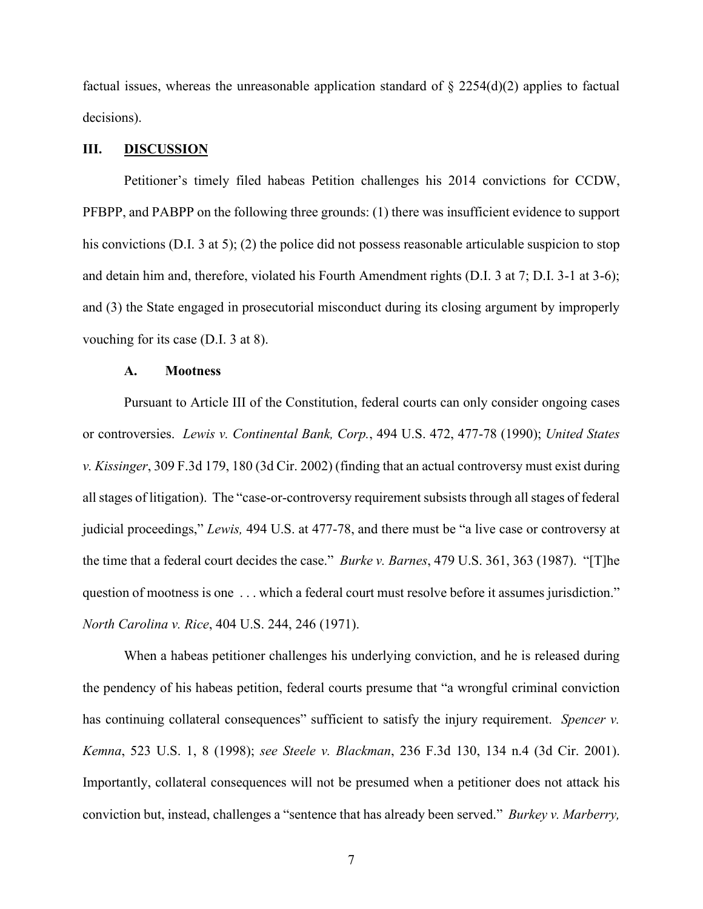factual issues, whereas the unreasonable application standard of § 2254(d)(2) applies to factual decisions).

## III. DISCUSSION

Petitioner's timely filed habeas Petition challenges his 2014 convictions for CCDW, PFBPP, and PABPP on the following three grounds: (1) there was insufficient evidence to support his convictions (D.I. 3 at 5); (2) the police did not possess reasonable articulable suspicion to stop and detain him and, therefore, violated his Fourth Amendment rights (D.I. 3 at 7; D.I. 3-1 at 3-6); and (3) the State engaged in prosecutorial misconduct during its closing argument by improperly vouching for its case (D.I. 3 at 8).

### A. Mootness

Pursuant to Article III of the Constitution, federal courts can only consider ongoing cases or controversies. *Lewis v. Continental Bank, Corp.*, 494 U.S. 472, 477-78 (1990); *United States v. Kissinger*, 309 F.3d 179, 180 (3d Cir. 2002) (finding that an actual controversy must exist during all stages of litigation). The "case-or-controversy requirement subsists through all stages of federal judicial proceedings," *Lewis,* 494 U.S. at 477-78, and there must be "a live case or controversy at the time that a federal court decides the case." *Burke v. Barnes*, 479 U.S. 361, 363 (1987). "[T]he question of mootness is one . . . which a federal court must resolve before it assumes jurisdiction." *North Carolina v. Rice*, 404 U.S. 244, 246 (1971).

When a habeas petitioner challenges his underlying conviction, and he is released during the pendency of his habeas petition, federal courts presume that "a wrongful criminal conviction has continuing collateral consequences" sufficient to satisfy the injury requirement. *Spencer v. Kemna*, 523 U.S. 1, 8 (1998); *see Steele v. Blackman*, 236 F.3d 130, 134 n.4 (3d Cir. 2001). Importantly, collateral consequences will not be presumed when a petitioner does not attack his conviction but, instead, challenges a "sentence that has already been served." *Burkey v. Marberry,*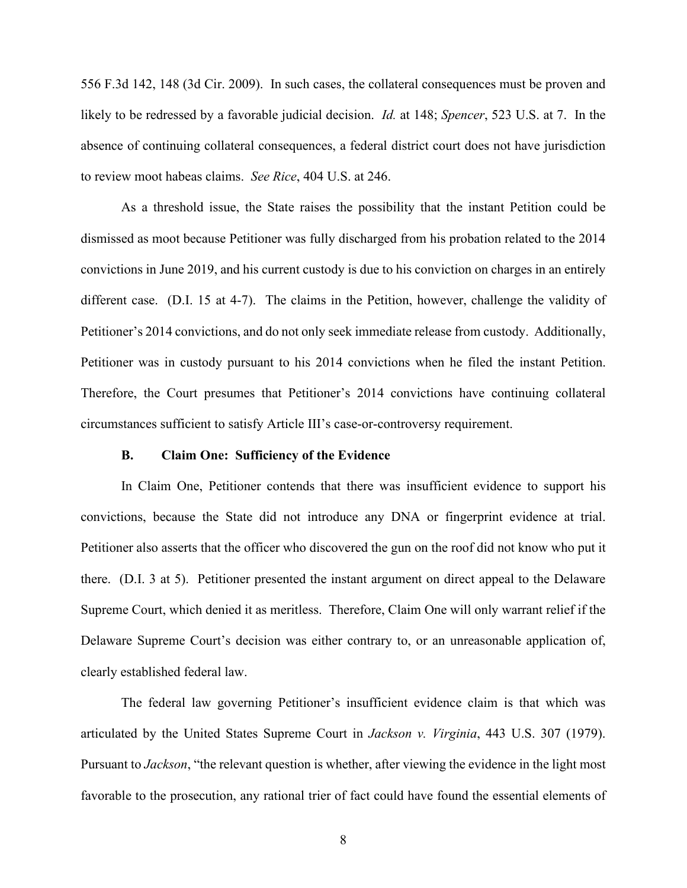556 F.3d 142, 148 (3d Cir. 2009). In such cases, the collateral consequences must be proven and likely to be redressed by a favorable judicial decision. *Id.* at 148; *Spencer*, 523 U.S. at 7. In the absence of continuing collateral consequences, a federal district court does not have jurisdiction to review moot habeas claims. *See Rice*, 404 U.S. at 246.

As a threshold issue, the State raises the possibility that the instant Petition could be dismissed as moot because Petitioner was fully discharged from his probation related to the 2014 convictions in June 2019, and his current custody is due to his conviction on charges in an entirely different case. (D.I. 15 at 4-7). The claims in the Petition, however, challenge the validity of Petitioner's 2014 convictions, and do not only seek immediate release from custody. Additionally, Petitioner was in custody pursuant to his 2014 convictions when he filed the instant Petition. Therefore, the Court presumes that Petitioner's 2014 convictions have continuing collateral circumstances sufficient to satisfy Article III's case-or-controversy requirement.

### B. Claim One: Sufficiency of the Evidence

In Claim One, Petitioner contends that there was insufficient evidence to support his convictions, because the State did not introduce any DNA or fingerprint evidence at trial. Petitioner also asserts that the officer who discovered the gun on the roof did not know who put it there. (D.I. 3 at 5). Petitioner presented the instant argument on direct appeal to the Delaware Supreme Court, which denied it as meritless. Therefore, Claim One will only warrant relief if the Delaware Supreme Court's decision was either contrary to, or an unreasonable application of, clearly established federal law.

The federal law governing Petitioner's insufficient evidence claim is that which was articulated by the United States Supreme Court in *Jackson v. Virginia*, 443 U.S. 307 (1979). Pursuant to *Jackson*, "the relevant question is whether, after viewing the evidence in the light most favorable to the prosecution, any rational trier of fact could have found the essential elements of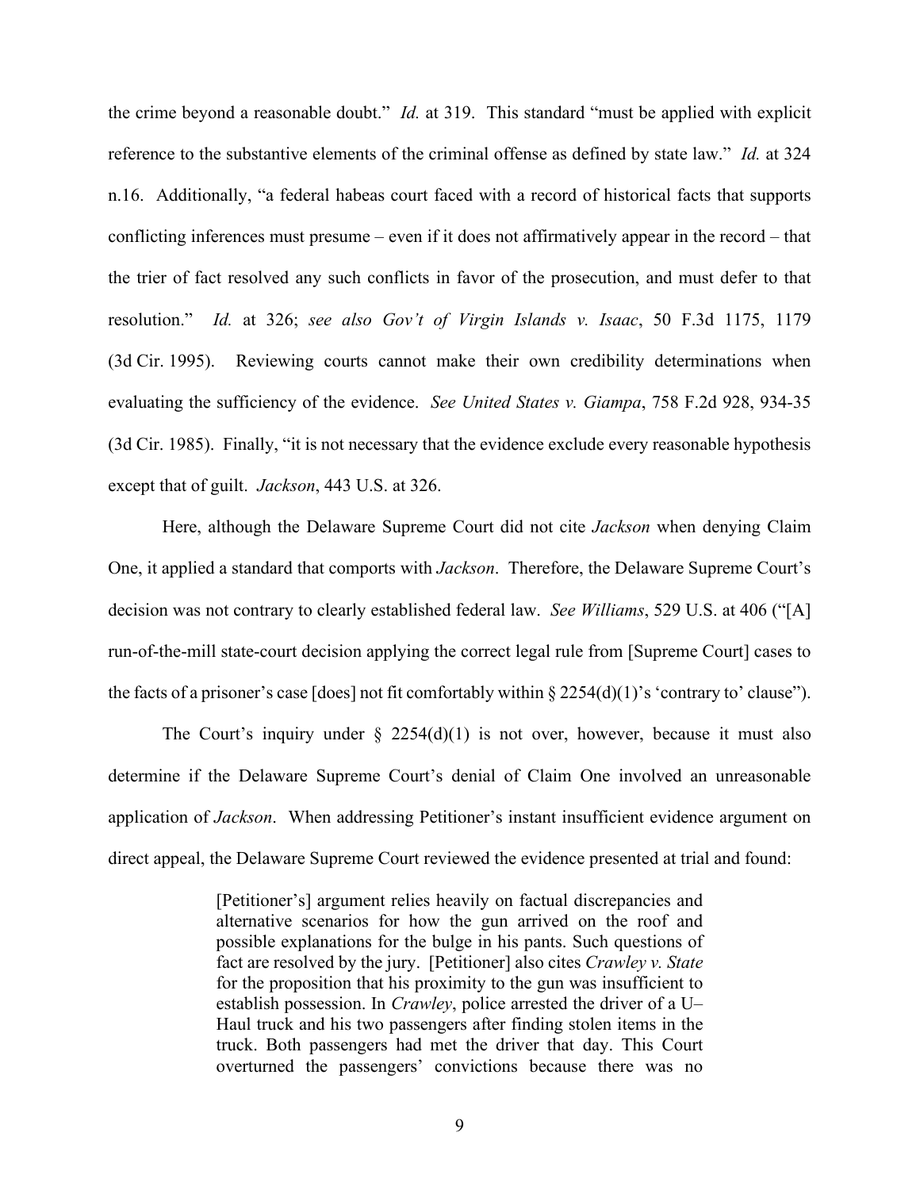the crime beyond a reasonable doubt." *Id.* at 319. This standard "must be applied with explicit reference to the substantive elements of the criminal offense as defined by state law." *Id.* at 324 n.16. Additionally, "a federal habeas court faced with a record of historical facts that supports conflicting inferences must presume – even if it does not affirmatively appear in the record – that the trier of fact resolved any such conflicts in favor of the prosecution, and must defer to that resolution." *Id.* at 326; *see also Gov't of Virgin Islands v. Isaac*, 50 F.3d 1175, 1179 (3d Cir. 1995). Reviewing courts cannot make their own credibility determinations when evaluating the sufficiency of the evidence. *See United States v. Giampa*, 758 F.2d 928, 934-35 (3d Cir. 1985). Finally, "it is not necessary that the evidence exclude every reasonable hypothesis except that of guilt. *Jackson*, 443 U.S. at 326.

Here, although the Delaware Supreme Court did not cite *Jackson* when denying Claim One, it applied a standard that comports with *Jackson*. Therefore, the Delaware Supreme Court's decision was not contrary to clearly established federal law. *See Williams*, 529 U.S. at 406 ("[A] run-of-the-mill state-court decision applying the correct legal rule from [Supreme Court] cases to the facts of a prisoner's case [does] not fit comfortably within § 2254(d)(1)'s 'contrary to' clause").

The Court's inquiry under § 2254(d)(1) is not over, however, because it must also determine if the Delaware Supreme Court's denial of Claim One involved an unreasonable application of *Jackson*. When addressing Petitioner's instant insufficient evidence argument on direct appeal, the Delaware Supreme Court reviewed the evidence presented at trial and found:

> [Petitioner's] argument relies heavily on factual discrepancies and alternative scenarios for how the gun arrived on the roof and possible explanations for the bulge in his pants. Such questions of fact are resolved by the jury. [Petitioner] also cites *Crawley v. State* for the proposition that his proximity to the gun was insufficient to establish possession. In *Crawley*, police arrested the driver of a U–Haul truck and his two passengers after finding stolen items in the truck. Both passengers had met the driver that day. This Court overturned the passengers' convictions because there was no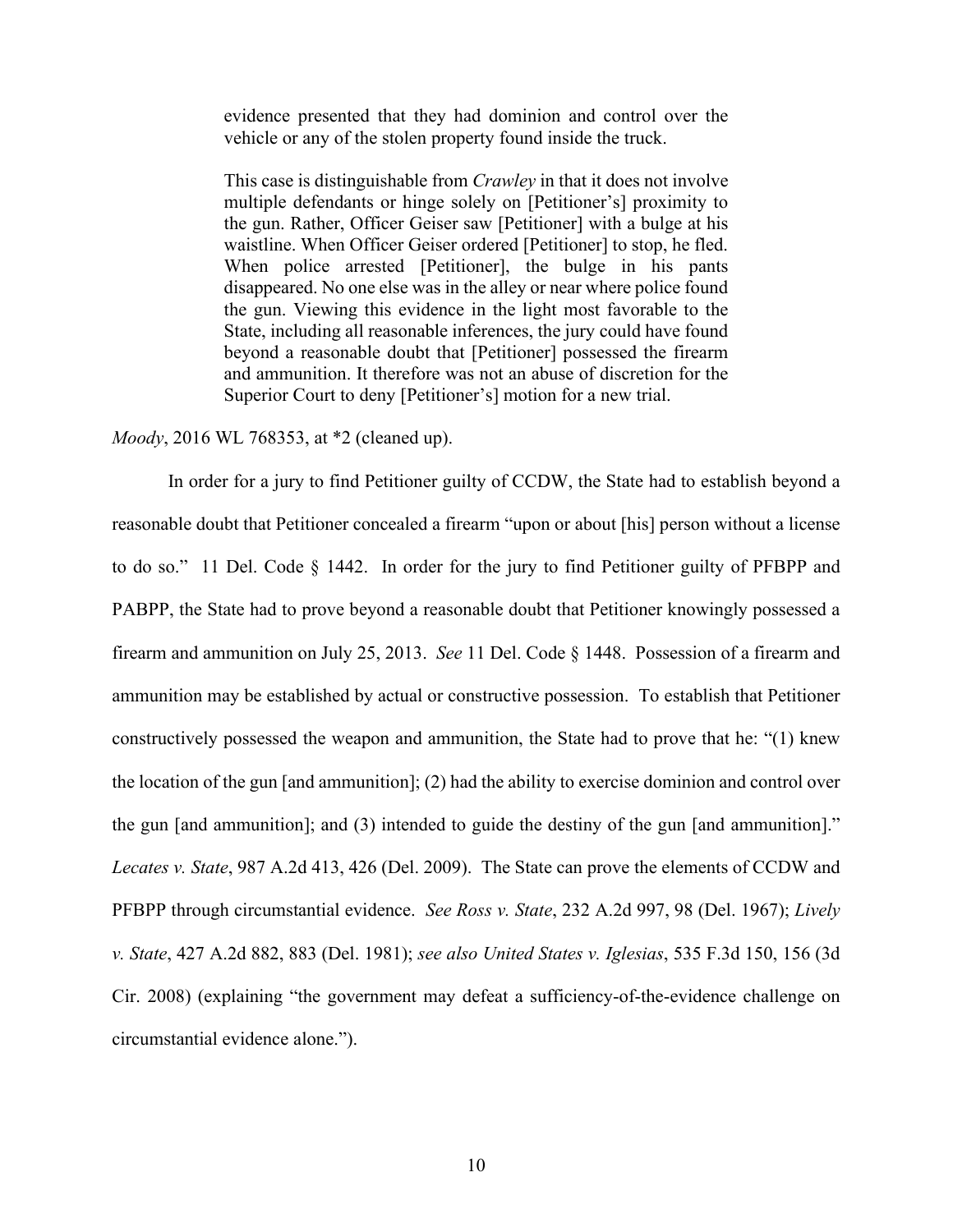> evidence presented that they had dominion and control over the vehicle or any of the stolen property found inside the truck.
>
> This case is distinguishable from *Crawley* in that it does not involve multiple defendants or hinge solely on [Petitioner's] proximity to the gun. Rather, Officer Geiser saw [Petitioner] with a bulge at his waistline. When Officer Geiser ordered [Petitioner] to stop, he fled. When police arrested [Petitioner], the bulge in his pants disappeared. No one else was in the alley or near where police found the gun. Viewing this evidence in the light most favorable to the State, including all reasonable inferences, the jury could have found beyond a reasonable doubt that [Petitioner] possessed the firearm and ammunition. It therefore was not an abuse of discretion for the Superior Court to deny [Petitioner's] motion for a new trial.

*Moody*, 2016 WL 768353, at *2 (cleaned up).

In order for a jury to find Petitioner guilty of CCDW, the State had to establish beyond a reasonable doubt that Petitioner concealed a firearm "upon or about [his] person without a license to do so." 11 Del. Code § 1442. In order for the jury to find Petitioner guilty of PFBPP and PABPP, the State had to prove beyond a reasonable doubt that Petitioner knowingly possessed a firearm and ammunition on July 25, 2013. *See* 11 Del. Code § 1448. Possession of a firearm and ammunition may be established by actual or constructive possession. To establish that Petitioner constructively possessed the weapon and ammunition, the State had to prove that he: "(1) knew the location of the gun [and ammunition]; (2) had the ability to exercise dominion and control over the gun [and ammunition]; and (3) intended to guide the destiny of the gun [and ammunition]." *Lecates v. State*, 987 A.2d 413, 426 (Del. 2009). The State can prove the elements of CCDW and PFBPP through circumstantial evidence. *See Ross v. State*, 232 A.2d 997, 98 (Del. 1967); *Lively v. State*, 427 A.2d 882, 883 (Del. 1981); *see also United States v. Iglesias*, 535 F.3d 150, 156 (3d Cir. 2008) (explaining "the government may defeat a sufficiency-of-the-evidence challenge on circumstantial evidence alone.").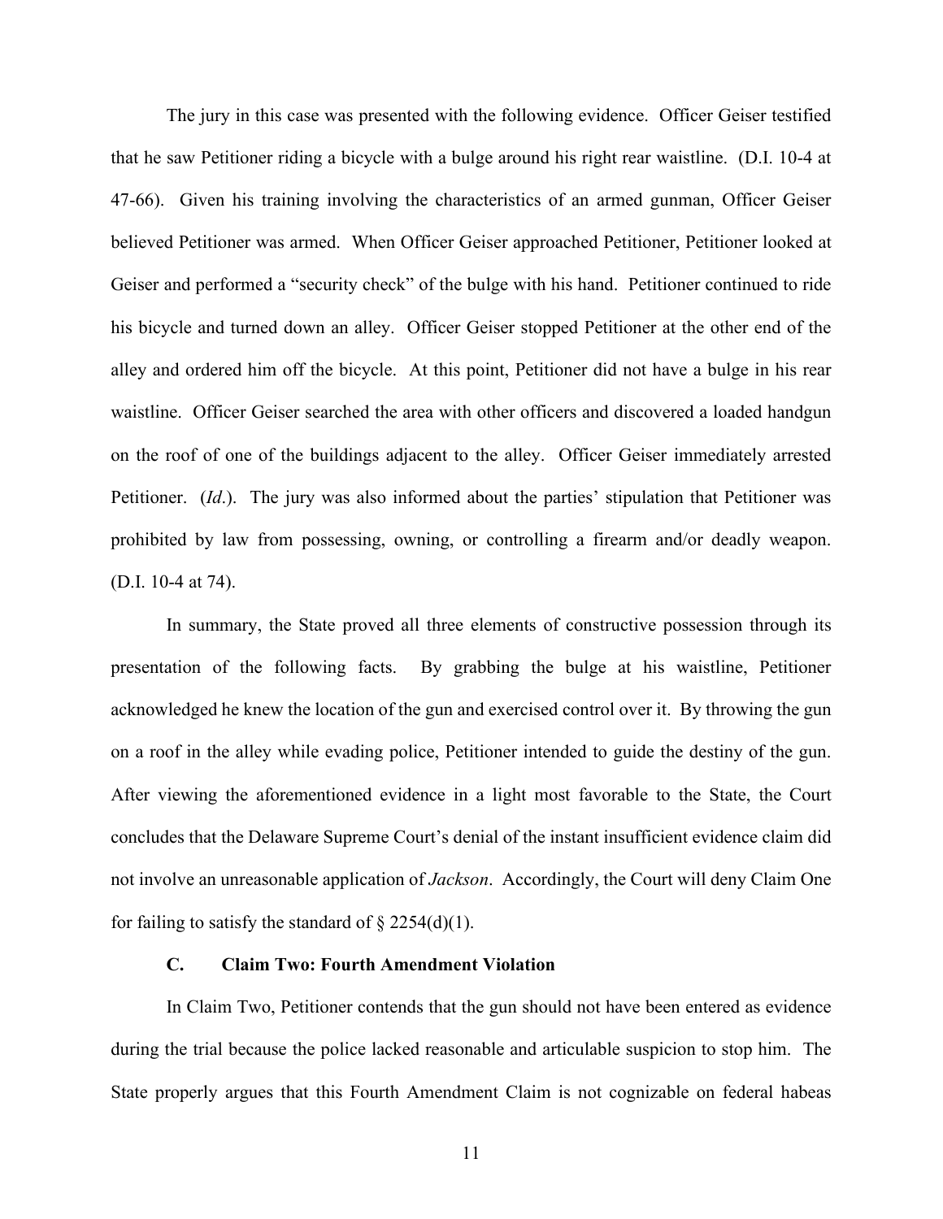The jury in this case was presented with the following evidence. Officer Geiser testified that he saw Petitioner riding a bicycle with a bulge around his right rear waistline. (D.I. 10-4 at 47-66). Given his training involving the characteristics of an armed gunman, Officer Geiser believed Petitioner was armed. When Officer Geiser approached Petitioner, Petitioner looked at Geiser and performed a "security check" of the bulge with his hand. Petitioner continued to ride his bicycle and turned down an alley. Officer Geiser stopped Petitioner at the other end of the alley and ordered him off the bicycle. At this point, Petitioner did not have a bulge in his rear waistline. Officer Geiser searched the area with other officers and discovered a loaded handgun on the roof of one of the buildings adjacent to the alley. Officer Geiser immediately arrested Petitioner. (*Id*.). The jury was also informed about the parties' stipulation that Petitioner was prohibited by law from possessing, owning, or controlling a firearm and/or deadly weapon. (D.I. 10-4 at 74).

In summary, the State proved all three elements of constructive possession through its presentation of the following facts. By grabbing the bulge at his waistline, Petitioner acknowledged he knew the location of the gun and exercised control over it. By throwing the gun on a roof in the alley while evading police, Petitioner intended to guide the destiny of the gun. After viewing the aforementioned evidence in a light most favorable to the State, the Court concludes that the Delaware Supreme Court's denial of the instant insufficient evidence claim did not involve an unreasonable application of *Jackson*. Accordingly, the Court will deny Claim One for failing to satisfy the standard of § 2254(d)(1).

### C. Claim Two: Fourth Amendment Violation

In Claim Two, Petitioner contends that the gun should not have been entered as evidence during the trial because the police lacked reasonable and articulable suspicion to stop him. The State properly argues that this Fourth Amendment Claim is not cognizable on federal habeas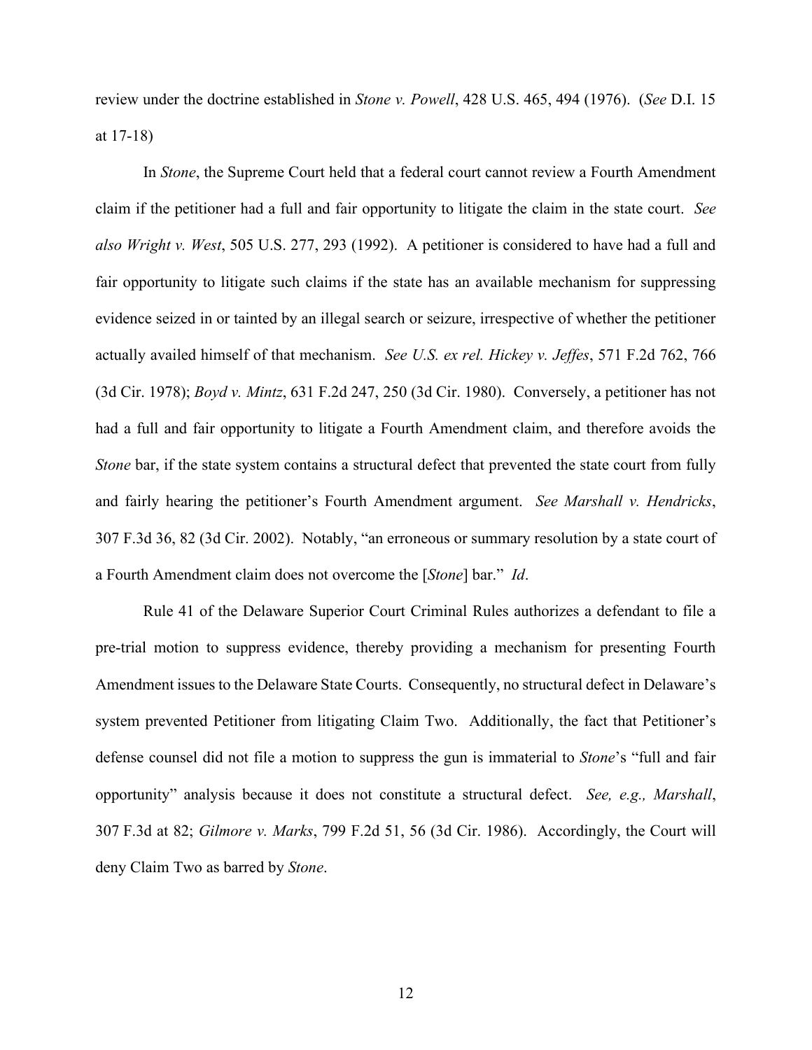review under the doctrine established in *Stone v. Powell*, 428 U.S. 465, 494 (1976). (*See* D.I. 15 at 17-18)

In *Stone*, the Supreme Court held that a federal court cannot review a Fourth Amendment claim if the petitioner had a full and fair opportunity to litigate the claim in the state court. *See also Wright v. West*, 505 U.S. 277, 293 (1992). A petitioner is considered to have had a full and fair opportunity to litigate such claims if the state has an available mechanism for suppressing evidence seized in or tainted by an illegal search or seizure, irrespective of whether the petitioner actually availed himself of that mechanism. *See U.S. ex rel. Hickey v. Jeffes*, 571 F.2d 762, 766 (3d Cir. 1978); *Boyd v. Mintz*, 631 F.2d 247, 250 (3d Cir. 1980). Conversely, a petitioner has not had a full and fair opportunity to litigate a Fourth Amendment claim, and therefore avoids the *Stone* bar, if the state system contains a structural defect that prevented the state court from fully and fairly hearing the petitioner's Fourth Amendment argument. *See Marshall v. Hendricks*, 307 F.3d 36, 82 (3d Cir. 2002). Notably, "an erroneous or summary resolution by a state court of a Fourth Amendment claim does not overcome the [*Stone*] bar." *Id*.

Rule 41 of the Delaware Superior Court Criminal Rules authorizes a defendant to file a pre-trial motion to suppress evidence, thereby providing a mechanism for presenting Fourth Amendment issues to the Delaware State Courts. Consequently, no structural defect in Delaware's system prevented Petitioner from litigating Claim Two. Additionally, the fact that Petitioner's defense counsel did not file a motion to suppress the gun is immaterial to *Stone*'s "full and fair opportunity" analysis because it does not constitute a structural defect. *See, e.g., Marshall*, 307 F.3d at 82; *Gilmore v. Marks*, 799 F.2d 51, 56 (3d Cir. 1986). Accordingly, the Court will deny Claim Two as barred by *Stone*.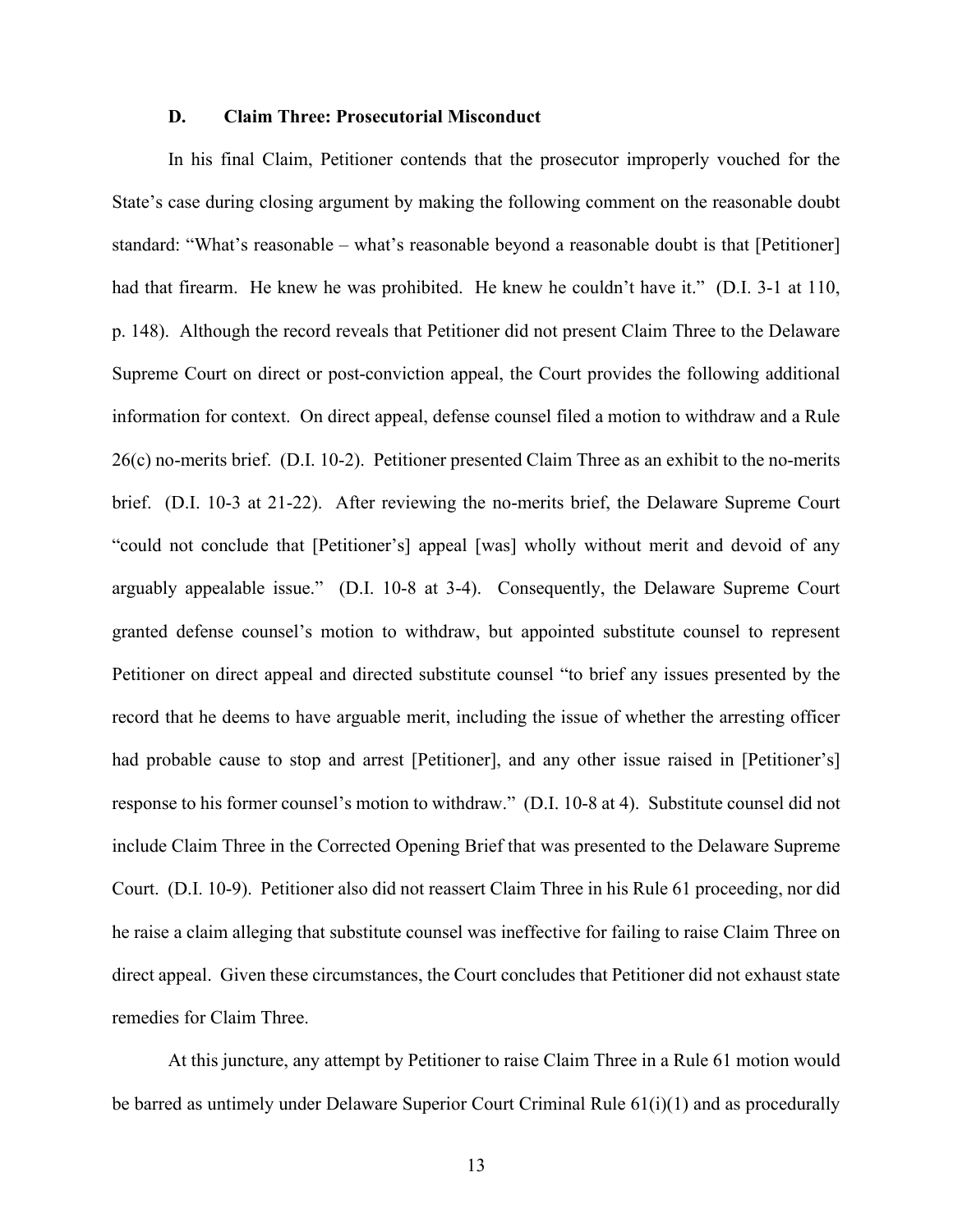### D. Claim Three: Prosecutorial Misconduct

In his final Claim, Petitioner contends that the prosecutor improperly vouched for the State's case during closing argument by making the following comment on the reasonable doubt standard: "What's reasonable – what's reasonable beyond a reasonable doubt is that [Petitioner] had that firearm. He knew he was prohibited. He knew he couldn't have it." (D.I. 3-1 at 110, p. 148). Although the record reveals that Petitioner did not present Claim Three to the Delaware Supreme Court on direct or post-conviction appeal, the Court provides the following additional information for context. On direct appeal, defense counsel filed a motion to withdraw and a Rule 26(c) no-merits brief. (D.I. 10-2). Petitioner presented Claim Three as an exhibit to the no-merits brief. (D.I. 10-3 at 21-22). After reviewing the no-merits brief, the Delaware Supreme Court "could not conclude that [Petitioner's] appeal [was] wholly without merit and devoid of any arguably appealable issue." (D.I. 10-8 at 3-4). Consequently, the Delaware Supreme Court granted defense counsel's motion to withdraw, but appointed substitute counsel to represent Petitioner on direct appeal and directed substitute counsel "to brief any issues presented by the record that he deems to have arguable merit, including the issue of whether the arresting officer had probable cause to stop and arrest [Petitioner], and any other issue raised in [Petitioner's] response to his former counsel's motion to withdraw." (D.I. 10-8 at 4). Substitute counsel did not include Claim Three in the Corrected Opening Brief that was presented to the Delaware Supreme Court. (D.I. 10-9). Petitioner also did not reassert Claim Three in his Rule 61 proceeding, nor did he raise a claim alleging that substitute counsel was ineffective for failing to raise Claim Three on direct appeal. Given these circumstances, the Court concludes that Petitioner did not exhaust state remedies for Claim Three.

At this juncture, any attempt by Petitioner to raise Claim Three in a Rule 61 motion would be barred as untimely under Delaware Superior Court Criminal Rule 61(i)(1) and as procedurally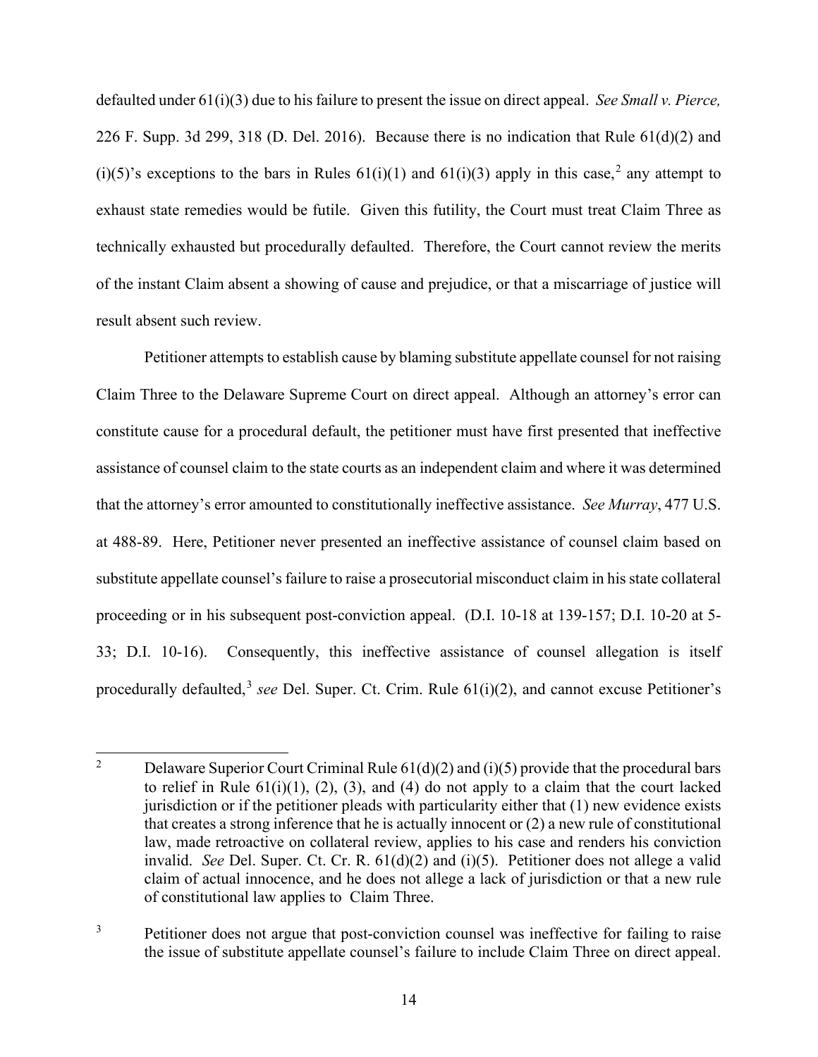defaulted under 61(i)(3) due to his failure to present the issue on direct appeal. *See Small v. Pierce,* 226 F. Supp. 3d 299, 318 (D. Del. 2016). Because there is no indication that Rule 61(d)(2) and (i)(5)'s exceptions to the bars in Rules 61(i)(1) and 61(i)(3) apply in this case,[2] any attempt to exhaust state remedies would be futile. Given this futility, the Court must treat Claim Three as technically exhausted but procedurally defaulted. Therefore, the Court cannot review the merits of the instant Claim absent a showing of cause and prejudice, or that a miscarriage of justice will result absent such review.

Petitioner attempts to establish cause by blaming substitute appellate counsel for not raising Claim Three to the Delaware Supreme Court on direct appeal. Although an attorney's error can constitute cause for a procedural default, the petitioner must have first presented that ineffective assistance of counsel claim to the state courts as an independent claim and where it was determined that the attorney's error amounted to constitutionally ineffective assistance. *See Murray*, 477 U.S. at 488-89. Here, Petitioner never presented an ineffective assistance of counsel claim based on substitute appellate counsel's failure to raise a prosecutorial misconduct claim in his state collateral proceeding or in his subsequent post-conviction appeal. (D.I. 10-18 at 139-157; D.I. 10-20 at 5-33; D.I. 10-16). Consequently, this ineffective assistance of counsel allegation is itself procedurally defaulted,[3] *see* Del. Super. Ct. Crim. Rule 61(i)(2), and cannot excuse Petitioner's

---

[2] Delaware Superior Court Criminal Rule 61(d)(2) and (i)(5) provide that the procedural bars to relief in Rule 61(i)(1), (2), (3), and (4) do not apply to a claim that the court lacked jurisdiction or if the petitioner pleads with particularity either that (1) new evidence exists that creates a strong inference that he is actually innocent or (2) a new rule of constitutional law, made retroactive on collateral review, applies to his case and renders his conviction invalid. *See* Del. Super. Ct. Cr. R. 61(d)(2) and (i)(5). Petitioner does not allege a valid claim of actual innocence, and he does not allege a lack of jurisdiction or that a new rule of constitutional law applies to Claim Three.

[3] Petitioner does not argue that post-conviction counsel was ineffective for failing to raise the issue of substitute appellate counsel's failure to include Claim Three on direct appeal.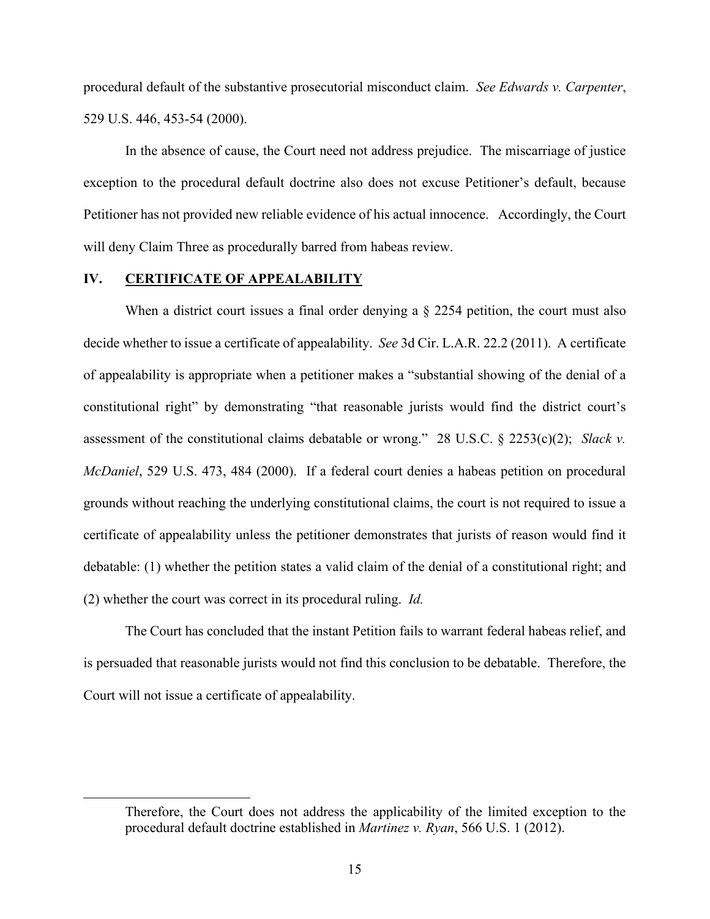procedural default of the substantive prosecutorial misconduct claim. *See Edwards v. Carpenter*, 529 U.S. 446, 453-54 (2000).

In the absence of cause, the Court need not address prejudice. The miscarriage of justice exception to the procedural default doctrine also does not excuse Petitioner's default, because Petitioner has not provided new reliable evidence of his actual innocence. Accordingly, the Court will deny Claim Three as procedurally barred from habeas review.

## IV. CERTIFICATE OF APPEALABILITY

When a district court issues a final order denying a § 2254 petition, the court must also decide whether to issue a certificate of appealability. *See* 3d Cir. L.A.R. 22.2 (2011). A certificate of appealability is appropriate when a petitioner makes a "substantial showing of the denial of a constitutional right" by demonstrating "that reasonable jurists would find the district court's assessment of the constitutional claims debatable or wrong." 28 U.S.C. § 2253(c)(2); *Slack v. McDaniel*, 529 U.S. 473, 484 (2000). If a federal court denies a habeas petition on procedural grounds without reaching the underlying constitutional claims, the court is not required to issue a certificate of appealability unless the petitioner demonstrates that jurists of reason would find it debatable: (1) whether the petition states a valid claim of the denial of a constitutional right; and (2) whether the court was correct in its procedural ruling. *Id.*

The Court has concluded that the instant Petition fails to warrant federal habeas relief, and is persuaded that reasonable jurists would not find this conclusion to be debatable. Therefore, the Court will not issue a certificate of appealability.

---

Therefore, the Court does not address the applicability of the limited exception to the procedural default doctrine established in *Martinez v. Ryan*, 566 U.S. 1 (2012).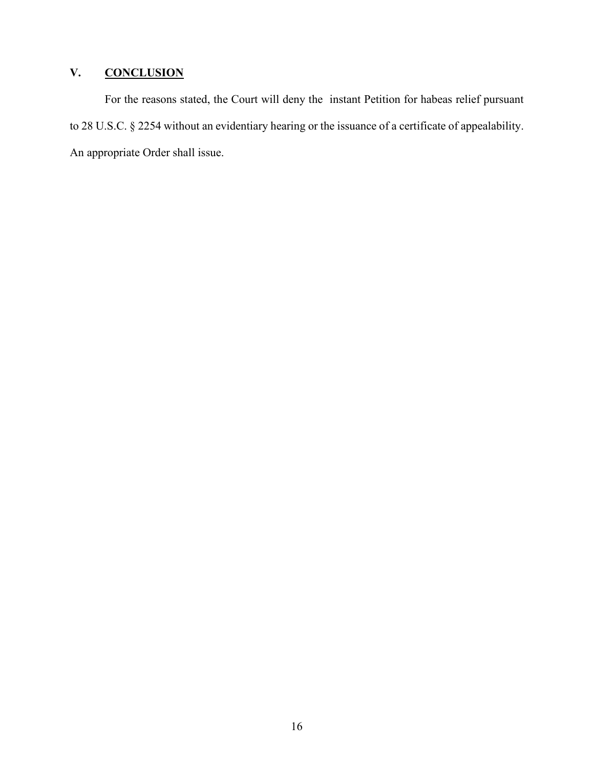## V. **CONCLUSION**

For the reasons stated, the Court will deny the instant Petition for habeas relief pursuant to 28 U.S.C. § 2254 without an evidentiary hearing or the issuance of a certificate of appealability. An appropriate Order shall issue.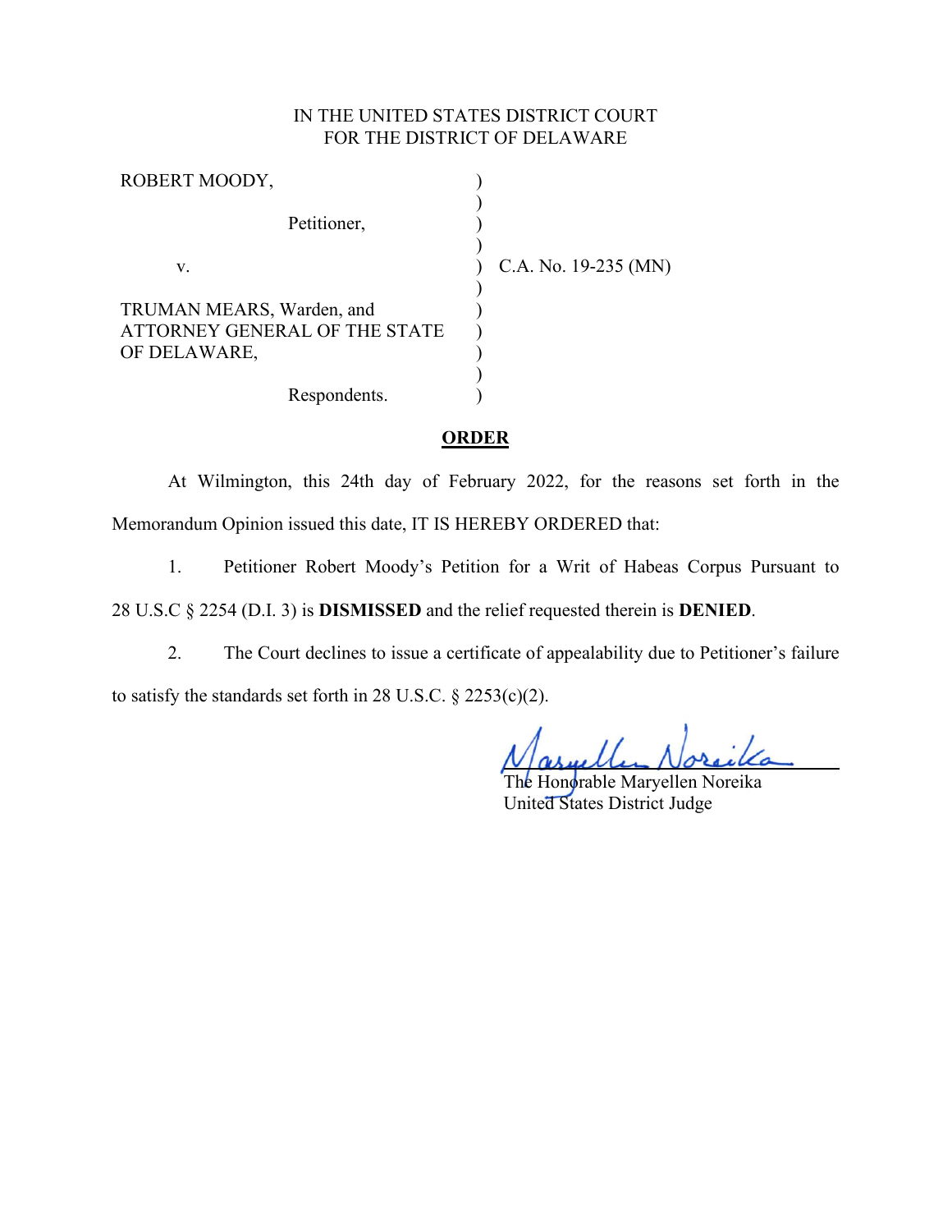IN THE UNITED STATES DISTRICT COURT
FOR THE DISTRICT OF DELAWARE

| | | |
|---|---|---|
| ROBERT MOODY, | ) | |
| | ) | |
| Petitioner, | ) | |
| | ) | |
| v. | ) | C.A. No. 19-235 (MN) |
| | ) | |
| TRUMAN MEARS, Warden, and ATTORNEY GENERAL OF THE STATE OF DELAWARE, | ) | |
| | ) | |
| Respondents. | ) | |

## ORDER

At Wilmington, this 24th day of February 2022, for the reasons set forth in the Memorandum Opinion issued this date, IT IS HEREBY ORDERED that:

1. Petitioner Robert Moody's Petition for a Writ of Habeas Corpus Pursuant to 28 U.S.C § 2254 (D.I. 3) is **DISMISSED** and the relief requested therein is **DENIED**.

2. The Court declines to issue a certificate of appealability due to Petitioner's failure to satisfy the standards set forth in 28 U.S.C. § 2253(c)(2).

Maryellen Noreika
The Honorable Maryellen Noreika
United States District Judge